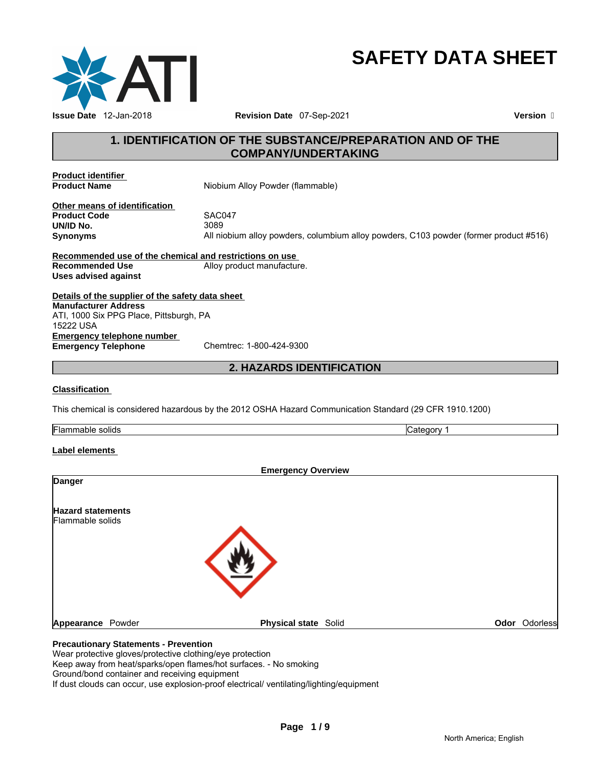# SAFETY DATA SHEET

**Issue Date** 12-Jan-2018 **Revision Date** 07-Sep-2021 **Version** 

## 1. IDENTIFICATION OF THE SUBSTANCE/PREPARATION AND OF THE COMPANY/UNDERTAKING

**Product identifier**

| | |
|---|---|
| **Product Name** | Niobium Alloy Powder (flammable) |

**Other means of identification**

| | |
|---|---|
| **Product Code** | SAC047 |
| **UN/ID No.** | 3089 |
| **Synonyms** | All niobium alloy powders, columbium alloy powders, C103 powder (former product #516) |

**Recommended use of the chemical and restrictions on use**

| | |
|---|---|
| **Recommended Use** | Alloy product manufacture. |
| **Uses advised against** | |

**Details of the supplier of the safety data sheet**

**Manufacturer Address**
ATI, 1000 Six PPG Place, Pittsburgh, PA
15222 USA

**Emergency telephone number**

| | |
|---|---|
| **Emergency Telephone** | Chemtrec: 1-800-424-9300 |

## 2. HAZARDS IDENTIFICATION

**Classification**

This chemical is considered hazardous by the 2012 OSHA Hazard Communication Standard (29 CFR 1910.1200)

| | |
|---|---|
| Flammable solids | Category 1 |

**Label elements**

**Emergency Overview**

**Danger**

**Hazard statements**
Flammable solids

**Appearance** Powder **Physical state** Solid **Odor** Odorless

**Precautionary Statements - Prevention**
Wear protective gloves/protective clothing/eye protection
Keep away from heat/sparks/open flames/hot surfaces. - No smoking
Ground/bond container and receiving equipment
If dust clouds can occur, use explosion-proof electrical/ ventilating/lighting/equipment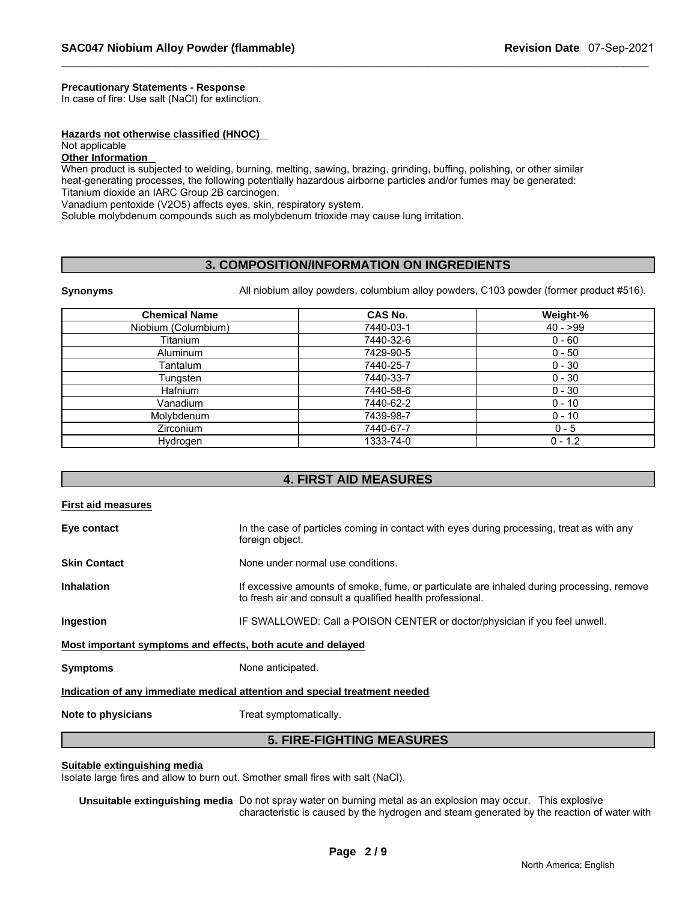**Precautionary Statements - Response**

In case of fire: Use salt (NaCl) for extinction.

**Hazards not otherwise classified (HNOC)**

Not applicable

**Other Information**

When product is subjected to welding, burning, melting, sawing, brazing, grinding, buffing, polishing, or other similar heat-generating processes, the following potentially hazardous airborne particles and/or fumes may be generated:

Titanium dioxide an IARC Group 2B carcinogen.

Vanadium pentoxide ($V_2O_5$) affects eyes, skin, respiratory system.

Soluble molybdenum compounds such as molybdenum trioxide may cause lung irritation.

## 3. COMPOSITION/INFORMATION ON INGREDIENTS

**Synonyms** All niobium alloy powders, columbium alloy powders, C103 powder (former product #516).

| Chemical Name | CAS No. | Weight-% |
|---|---|---|
| Niobium (Columbium) | 7440-03-1 | 40 - >99 |
| Titanium | 7440-32-6 | 0 - 60 |
| Aluminum | 7429-90-5 | 0 - 50 |
| Tantalum | 7440-25-7 | 0 - 30 |
| Tungsten | 7440-33-7 | 0 - 30 |
| Hafnium | 7440-58-6 | 0 - 30 |
| Vanadium | 7440-62-2 | 0 - 10 |
| Molybdenum | 7439-98-7 | 0 - 10 |
| Zirconium | 7440-67-7 | 0 - 5 |
| Hydrogen | 1333-74-0 | 0 - 1.2 |

## 4. FIRST AID MEASURES

**First aid measures**

**Eye contact** In the case of particles coming in contact with eyes during processing, treat as with any foreign object.

**Skin Contact** None under normal use conditions.

**Inhalation** If excessive amounts of smoke, fume, or particulate are inhaled during processing, remove to fresh air and consult a qualified health professional.

**Ingestion** IF SWALLOWED: Call a POISON CENTER or doctor/physician if you feel unwell.

**Most important symptoms and effects, both acute and delayed**

**Symptoms** None anticipated.

**Indication of any immediate medical attention and special treatment needed**

**Note to physicians** Treat symptomatically.

## 5. FIRE-FIGHTING MEASURES

**Suitable extinguishing media**

Isolate large fires and allow to burn out. Smother small fires with salt (NaCl).

**Unsuitable extinguishing media** Do not spray water on burning metal as an explosion may occur. This explosive characteristic is caused by the hydrogen and steam generated by the reaction of water with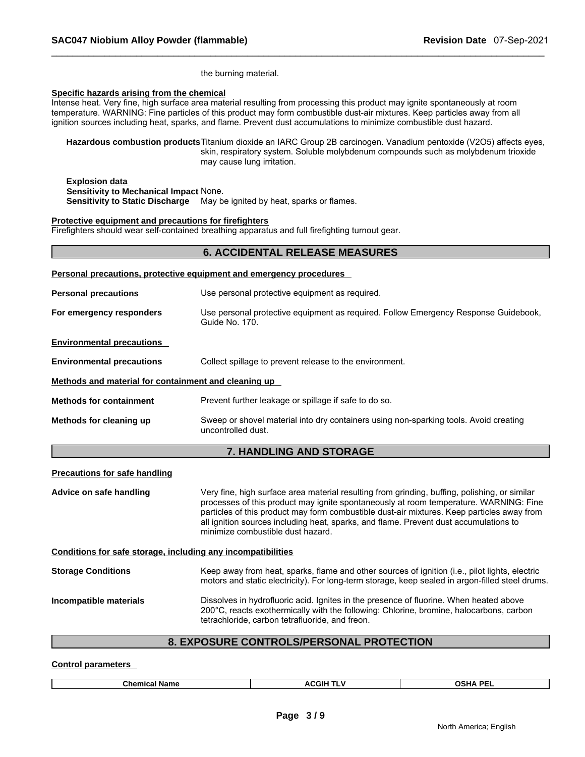the burning material.

**Specific hazards arising from the chemical**

Intense heat. Very fine, high surface area material resulting from processing this product may ignite spontaneously at room temperature. WARNING: Fine particles of this product may form combustible dust-air mixtures. Keep particles away from all ignition sources including heat, sparks, and flame. Prevent dust accumulations to minimize combustible dust hazard.

**Hazardous combustion products** Titanium dioxide an IARC Group 2B carcinogen. Vanadium pentoxide ($V_2O_5$) affects eyes, skin, respiratory system. Soluble molybdenum compounds such as molybdenum trioxide may cause lung irritation.

**Explosion data**

**Sensitivity to Mechanical Impact** None.

**Sensitivity to Static Discharge** May be ignited by heat, sparks or flames.

**Protective equipment and precautions for firefighters**

Firefighters should wear self-contained breathing apparatus and full firefighting turnout gear.

## 6. ACCIDENTAL RELEASE MEASURES

**Personal precautions, protective equipment and emergency procedures**

**Personal precautions** Use personal protective equipment as required.

**For emergency responders** Use personal protective equipment as required. Follow Emergency Response Guidebook, Guide No. 170.

**Environmental precautions**

**Environmental precautions** Collect spillage to prevent release to the environment.

**Methods and material for containment and cleaning up**

**Methods for containment** Prevent further leakage or spillage if safe to do so.

**Methods for cleaning up** Sweep or shovel material into dry containers using non-sparking tools. Avoid creating uncontrolled dust.

## 7. HANDLING AND STORAGE

**Precautions for safe handling**

**Advice on safe handling** Very fine, high surface area material resulting from grinding, buffing, polishing, or similar processes of this product may ignite spontaneously at room temperature. WARNING: Fine particles of this product may form combustible dust-air mixtures. Keep particles away from all ignition sources including heat, sparks, and flame. Prevent dust accumulations to minimize combustible dust hazard.

**Conditions for safe storage, including any incompatibilities**

**Storage Conditions** Keep away from heat, sparks, flame and other sources of ignition (i.e., pilot lights, electric motors and static electricity). For long-term storage, keep sealed in argon-filled steel drums.

**Incompatible materials** Dissolves in hydrofluoric acid. Ignites in the presence of fluorine. When heated above 200°C, reacts exothermically with the following: Chlorine, bromine, halocarbons, carbon tetrachloride, carbon tetrafluoride, and freon.

## 8. EXPOSURE CONTROLS/PERSONAL PROTECTION

**Control parameters**

| Chemical Name | ACGIH TLV | OSHA PEL |
|---|---|---|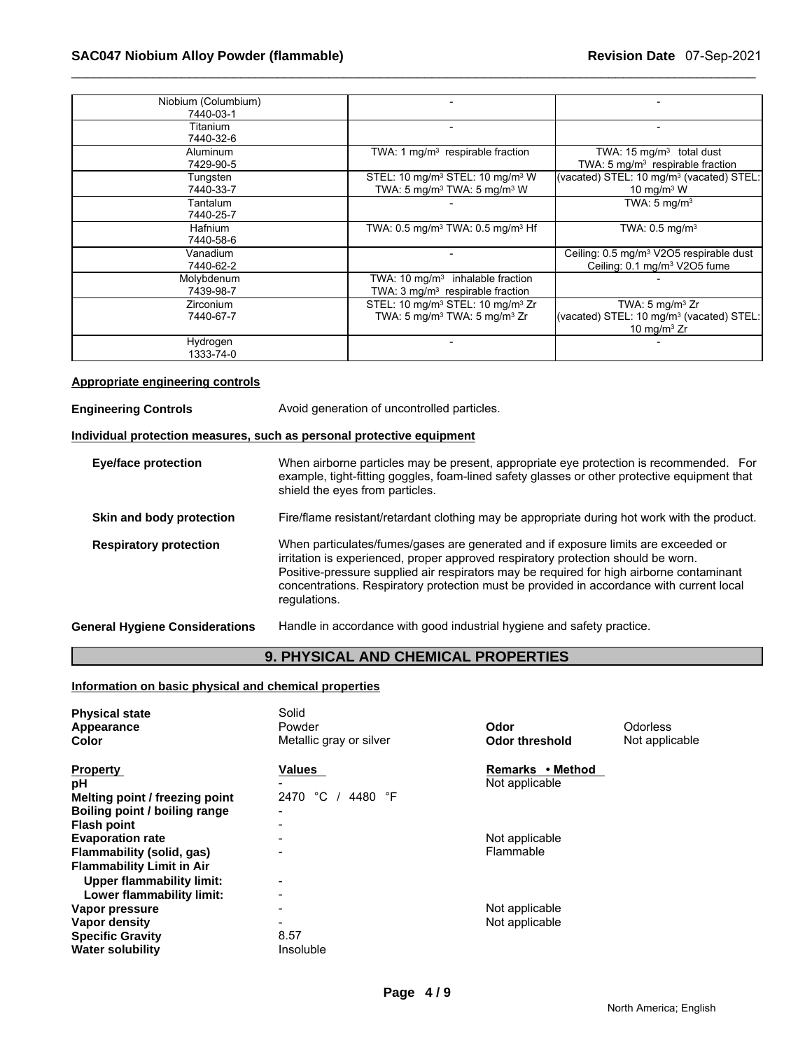| | | |
|---|---|---|
| Niobium (Columbium)<br>7440-03-1 | - | - |
| Titanium<br>7440-32-6 | - | - |
| Aluminum<br>7429-90-5 | TWA: 1 mg/m³ respirable fraction | TWA: 15 mg/m³ total dust<br>TWA: 5 mg/m³ respirable fraction |
| Tungsten<br>7440-33-7 | STEL: 10 mg/m³ STEL: 10 mg/m³ W<br>TWA: 5 mg/m³ TWA: 5 mg/m³ W | (vacated) STEL: 10 mg/m³ (vacated) STEL:<br>10 mg/m³ W |
| Tantalum<br>7440-25-7 | - | TWA: 5 mg/m³ |
| Hafnium<br>7440-58-6 | TWA: 0.5 mg/m³ TWA: 0.5 mg/m³ Hf | TWA: 0.5 mg/m³ |
| Vanadium<br>7440-62-2 | - | Ceiling: 0.5 mg/m³ V2O5 respirable dust<br>Ceiling: 0.1 mg/m³ V2O5 fume |
| Molybdenum<br>7439-98-7 | TWA: 10 mg/m³ inhalable fraction<br>TWA: 3 mg/m³ respirable fraction | - |
| Zirconium<br>7440-67-7 | STEL: 10 mg/m³ STEL: 10 mg/m³ Zr<br>TWA: 5 mg/m³ TWA: 5 mg/m³ Zr | TWA: 5 mg/m³ Zr<br>(vacated) STEL: 10 mg/m³ (vacated) STEL:<br>10 mg/m³ Zr |
| Hydrogen<br>1333-74-0 | - | - |

**Appropriate engineering controls**

**Engineering Controls** Avoid generation of uncontrolled particles.

**Individual protection measures, such as personal protective equipment**

**Eye/face protection** When airborne particles may be present, appropriate eye protection is recommended. For example, tight-fitting goggles, foam-lined safety glasses or other protective equipment that shield the eyes from particles.

**Skin and body protection** Fire/flame resistant/retardant clothing may be appropriate during hot work with the product.

**Respiratory protection** When particulates/fumes/gases are generated and if exposure limits are exceeded or irritation is experienced, proper approved respiratory protection should be worn. Positive-pressure supplied air respirators may be required for high airborne contaminant concentrations. Respiratory protection must be provided in accordance with current local regulations.

**General Hygiene Considerations** Handle in accordance with good industrial hygiene and safety practice.

## 9. PHYSICAL AND CHEMICAL PROPERTIES

**Information on basic physical and chemical properties**

| | | | |
|---|---|---|---|
| **Physical state** | Solid | | |
| **Appearance** | Powder | **Odor** | Odorless |
| **Color** | Metallic gray or silver | **Odor threshold** | Not applicable |

| **Property** | **Values** | **Remarks • Method** |
|---|---|---|
| **pH** | - | Not applicable |
| **Melting point / freezing point** | 2470 °C / 4480 °F | |
| **Boiling point / boiling range** | - | |
| **Flash point** | - | |
| **Evaporation rate** | - | Not applicable |
| **Flammability (solid, gas)** | - | Flammable |
| **Flammability Limit in Air** | | |
| **Upper flammability limit:** | - | |
| **Lower flammability limit:** | - | |
| **Vapor pressure** | - | Not applicable |
| **Vapor density** | - | Not applicable |
| **Specific Gravity** | 8.57 | |
| **Water solubility** | Insoluble | |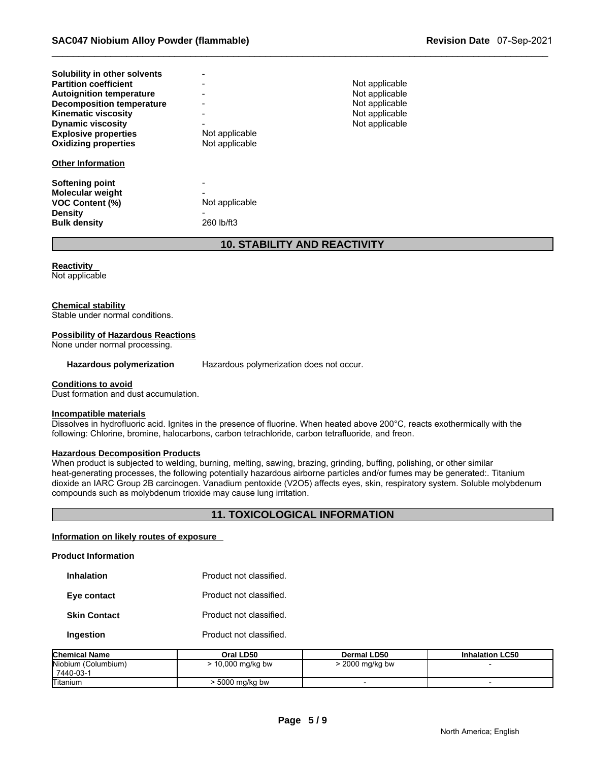| | | |
|---|---|---|
| **Solubility in other solvents** | - | |
| **Partition coefficient** | - | Not applicable |
| **Autoignition temperature** | - | Not applicable |
| **Decomposition temperature** | - | Not applicable |
| **Kinematic viscosity** | - | Not applicable |
| **Dynamic viscosity** | - | Not applicable |
| **Explosive properties** | Not applicable | |
| **Oxidizing properties** | Not applicable | |

**Other Information**

| | |
|---|---|
| **Softening point** | - |
| **Molecular weight** | - |
| **VOC Content (%)** | Not applicable |
| **Density** | - |
| **Bulk density** | 260 lb/ft3 |

## 10. STABILITY AND REACTIVITY

**Reactivity**
Not applicable

**Chemical stability**
Stable under normal conditions.

**Possibility of Hazardous Reactions**
None under normal processing.

**Hazardous polymerization** Hazardous polymerization does not occur.

**Conditions to avoid**
Dust formation and dust accumulation.

**Incompatible materials**
Dissolves in hydrofluoric acid. Ignites in the presence of fluorine. When heated above 200°C, reacts exothermically with the following: Chlorine, bromine, halocarbons, carbon tetrachloride, carbon tetrafluoride, and freon.

**Hazardous Decomposition Products**
When product is subjected to welding, burning, melting, sawing, brazing, grinding, buffing, polishing, or other similar heat-generating processes, the following potentially hazardous airborne particles and/or fumes may be generated:. Titanium dioxide an IARC Group 2B carcinogen. Vanadium pentoxide ($V_2O_5$) affects eyes, skin, respiratory system. Soluble molybdenum compounds such as molybdenum trioxide may cause lung irritation.

## 11. TOXICOLOGICAL INFORMATION

**Information on likely routes of exposure**

**Product Information**

| | |
|---|---|
| **Inhalation** | Product not classified. |
| **Eye contact** | Product not classified. |
| **Skin Contact** | Product not classified. |
| **Ingestion** | Product not classified. |

| Chemical Name | Oral LD50 | Dermal LD50 | Inhalation LC50 |
|---|---|---|---|
| Niobium (Columbium) 7440-03-1 | > 10,000 mg/kg bw | > 2000 mg/kg bw | - |
| Titanium | > 5000 mg/kg bw | - | - |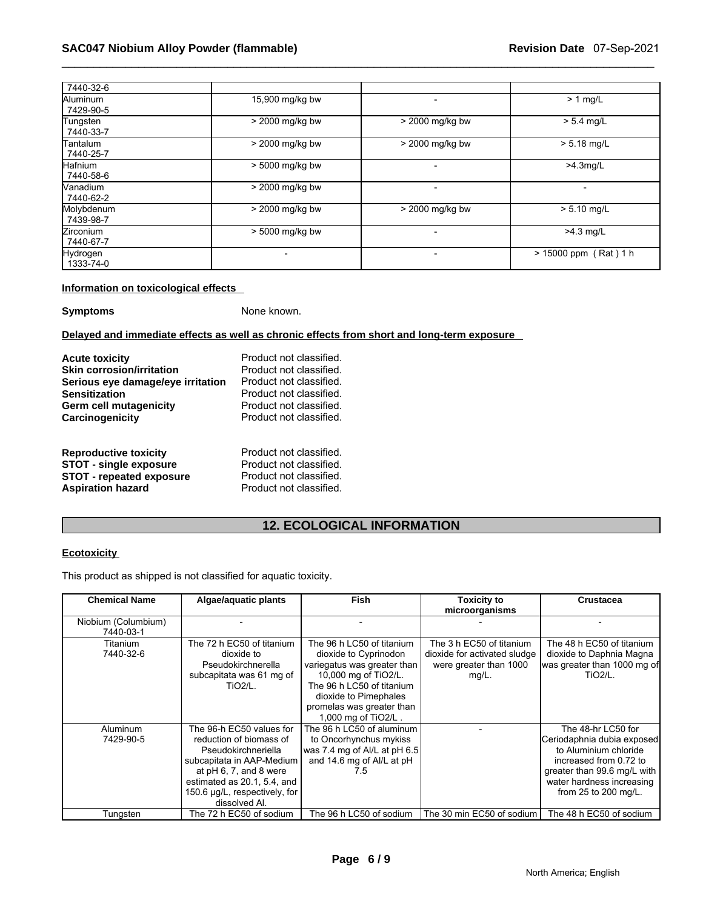| | | | |
|---|---|---|---|
| 7440-32-6 | | | |
| Aluminum 7429-90-5 | 15,900 mg/kg bw | - | > 1 mg/L |
| Tungsten 7440-33-7 | > 2000 mg/kg bw | > 2000 mg/kg bw | > 5.4 mg/L |
| Tantalum 7440-25-7 | > 2000 mg/kg bw | > 2000 mg/kg bw | > 5.18 mg/L |
| Hafnium 7440-58-6 | > 5000 mg/kg bw | - | >4.3mg/L |
| Vanadium 7440-62-2 | > 2000 mg/kg bw | - | - |
| Molybdenum 7439-98-7 | > 2000 mg/kg bw | > 2000 mg/kg bw | > 5.10 mg/L |
| Zirconium 7440-67-7 | > 5000 mg/kg bw | - | >4.3 mg/L |
| Hydrogen 1333-74-0 | - | - | > 15000 ppm ( Rat ) 1 h |

**Information on toxicological effects**

**Symptoms** None known.

**Delayed and immediate effects as well as chronic effects from short and long-term exposure**

**Acute toxicity** Product not classified.
**Skin corrosion/irritation** Product not classified.
**Serious eye damage/eye irritation** Product not classified.
**Sensitization** Product not classified.
**Germ cell mutagenicity** Product not classified.
**Carcinogenicity** Product not classified.

**Reproductive toxicity** Product not classified.
**STOT - single exposure** Product not classified.
**STOT - repeated exposure** Product not classified.
**Aspiration hazard** Product not classified.

## 12. ECOLOGICAL INFORMATION

**Ecotoxicity**

This product as shipped is not classified for aquatic toxicity.

| Chemical Name | Algae/aquatic plants | Fish | Toxicity to microorganisms | Crustacea |
|---|---|---|---|---|
| Niobium (Columbium) 7440-03-1 | - | - | - | - |
| Titanium 7440-32-6 | The 72 h EC50 of titanium dioxide to Pseudokirchnerella subcapitata was 61 mg of TiO2/L. | The 96 h LC50 of titanium dioxide to Cyprinodon variegatus was greater than 10,000 mg of TiO2/L. The 96 h LC50 of titanium dioxide to Pimephales promelas was greater than 1,000 mg of TiO2/L . | The 3 h EC50 of titanium dioxide for activated sludge were greater than 1000 mg/L. | The 48 h EC50 of titanium dioxide to Daphnia Magna was greater than 1000 mg of TiO2/L. |
| Aluminum 7429-90-5 | The 96-h EC50 values for reduction of biomass of Pseudokirchneriella subcapitata in AAP-Medium at pH 6, 7, and 8 were estimated as 20.1, 5.4, and 150.6 µg/L, respectively, for dissolved Al. | The 96 h LC50 of aluminum to Oncorhynchus mykiss was 7.4 mg of Al/L at pH 6.5 and 14.6 mg of Al/L at pH 7.5 | - | The 48-hr LC50 for Ceriodaphnia dubia exposed to Aluminium chloride increased from 0.72 to greater than 99.6 mg/L with water hardness increasing from 25 to 200 mg/L. |
| Tungsten | The 72 h EC50 of sodium | The 96 h LC50 of sodium | The 30 min EC50 of sodium | The 48 h EC50 of sodium |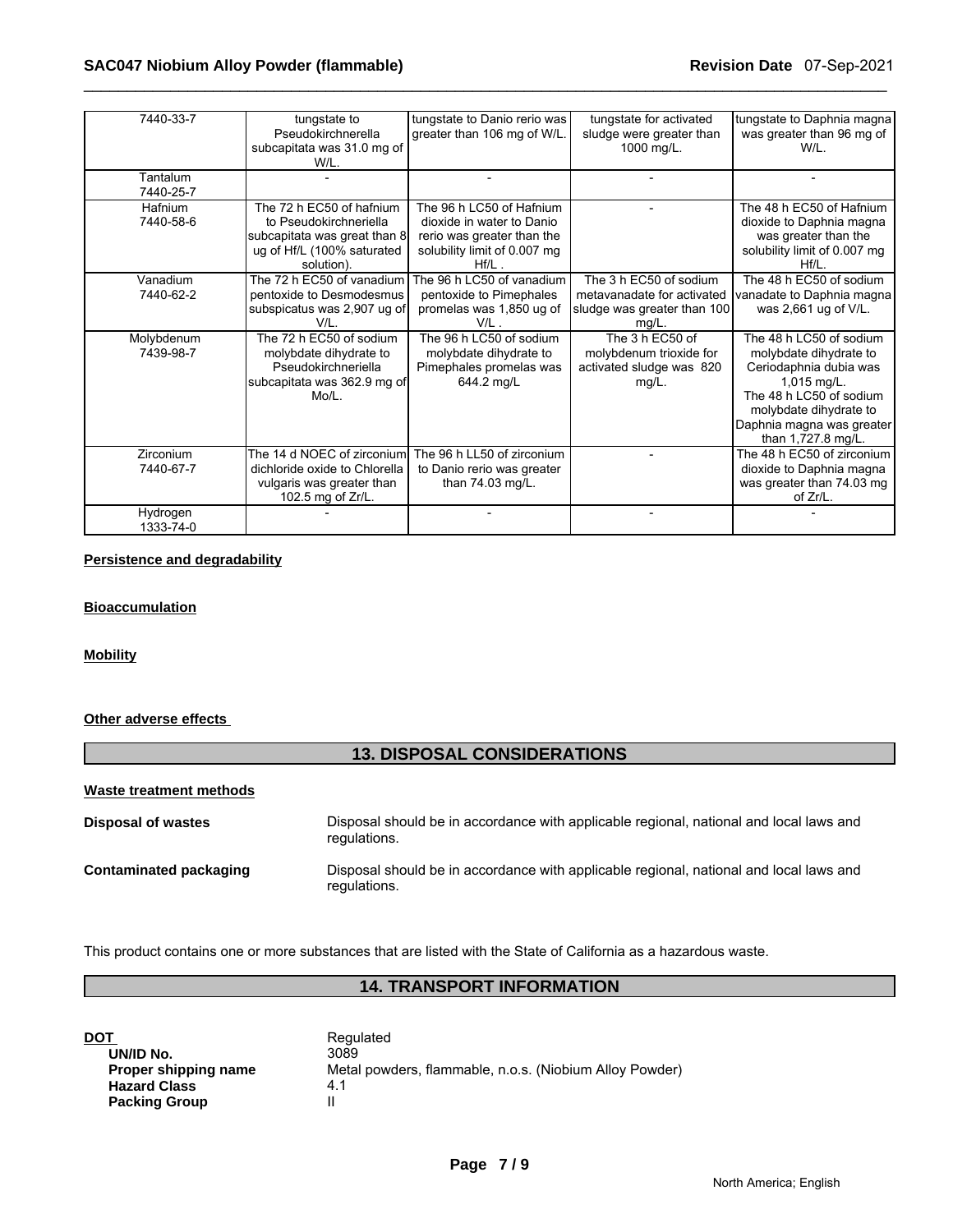| | | | | |
|---|---|---|---|---|
| 7440-33-7 | tungstate to Pseudokirchnerella subcapitata was 31.0 mg of W/L. | tungstate to Danio rerio was greater than 106 mg of W/L. | tungstate for activated sludge were greater than 1000 mg/L. | tungstate to Daphnia magna was greater than 96 mg of W/L. |
| Tantalum 7440-25-7 | - | - | - | - |
| Hafnium 7440-58-6 | The 72 h EC50 of hafnium to Pseudokirchneriella subcapitata was great than 8 ug of Hf/L (100% saturated solution). | The 96 h LC50 of Hafnium dioxide in water to Danio rerio was greater than the solubility limit of 0.007 mg Hf/L . | - | The 48 h EC50 of Hafnium dioxide to Daphnia magna was greater than the solubility limit of 0.007 mg Hf/L. |
| Vanadium 7440-62-2 | The 72 h EC50 of vanadium pentoxide to Desmodesmus subspicatus was 2,907 ug of V/L. | The 96 h LC50 of vanadium pentoxide to Pimephales promelas was 1,850 ug of V/L . | The 3 h EC50 of sodium metavanadate for activated sludge was greater than 100 mg/L. | The 48 h EC50 of sodium vanadate to Daphnia magna was 2,661 ug of V/L. |
| Molybdenum 7439-98-7 | The 72 h EC50 of sodium molybdate dihydrate to Pseudokirchneriella subcapitata was 362.9 mg of Mo/L. | The 96 h LC50 of sodium molybdate dihydrate to Pimephales promelas was 644.2 mg/L | The 3 h EC50 of molybdenum trioxide for activated sludge was 820 mg/L. | The 48 h LC50 of sodium molybdate dihydrate to Ceriodaphnia dubia was 1,015 mg/L. The 48 h LC50 of sodium molybdate dihydrate to Daphnia magna was greater than 1,727.8 mg/L. |
| Zirconium 7440-67-7 | The 14 d NOEC of zirconium dichloride oxide to Chlorella vulgaris was greater than 102.5 mg of Zr/L. | The 96 h LL50 of zirconium to Danio rerio was greater than 74.03 mg/L. | - | The 48 h EC50 of zirconium dioxide to Daphnia magna was greater than 74.03 mg of Zr/L. |
| Hydrogen 1333-74-0 | - | - | - | - |

**Persistence and degradability**

**Bioaccumulation**

**Mobility**

**Other adverse effects**

## 13. DISPOSAL CONSIDERATIONS

**Waste treatment methods**

**Disposal of wastes** Disposal should be in accordance with applicable regional, national and local laws and regulations.

**Contaminated packaging** Disposal should be in accordance with applicable regional, national and local laws and regulations.

This product contains one or more substances that are listed with the State of California as a hazardous waste.

## 14. TRANSPORT INFORMATION

**DOT** Regulated
**UN/ID No.** 3089
**Proper shipping name** Metal powders, flammable, n.o.s. (Niobium Alloy Powder)
**Hazard Class** 4.1
**Packing Group** II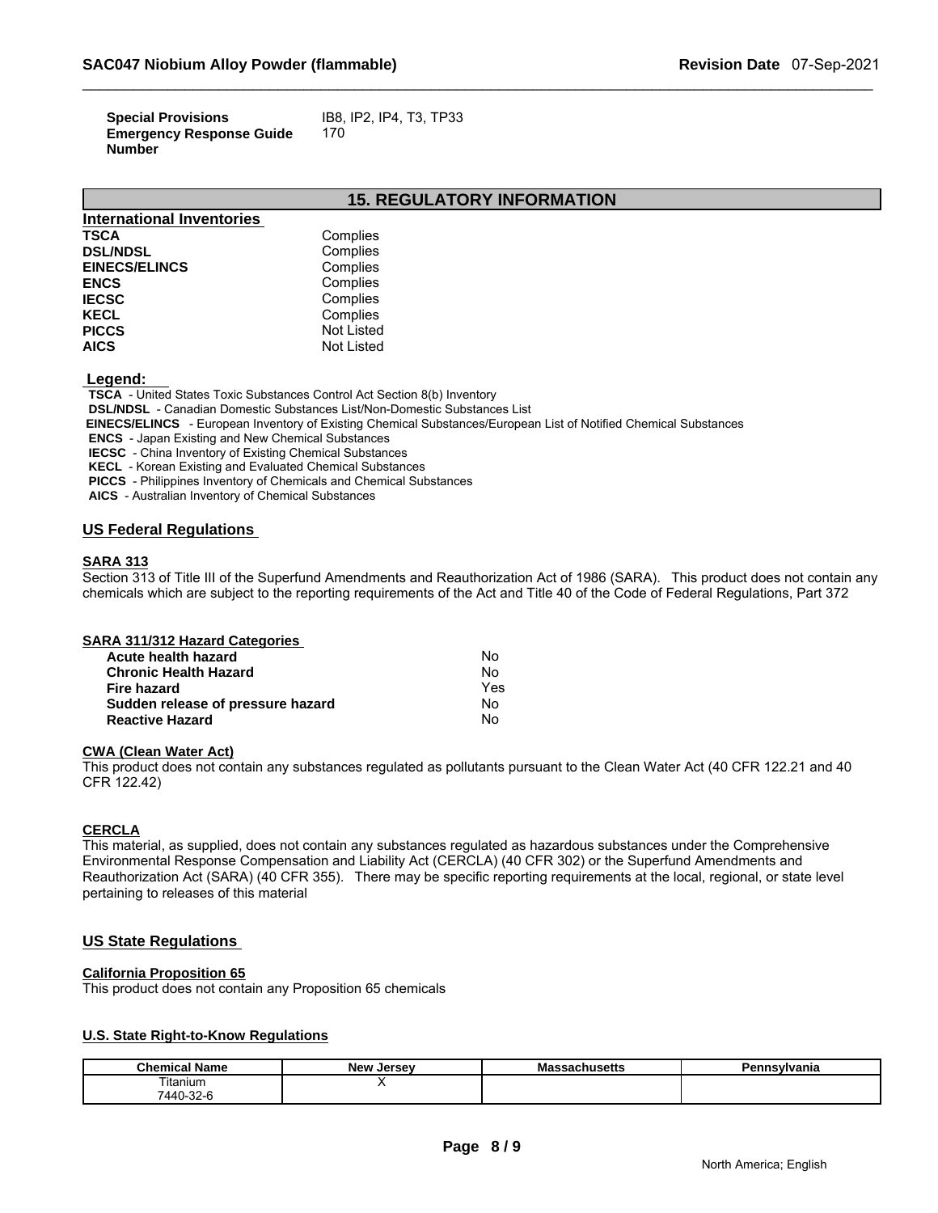| | |
|---|---|
| **Special Provisions** | IB8, IP2, IP4, T3, TP33 |
| **Emergency Response Guide Number** | 170 |

## 15. REGULATORY INFORMATION

### International Inventories

| | |
|---|---|
| **TSCA** | Complies |
| **DSL/NDSL** | Complies |
| **EINECS/ELINCS** | Complies |
| **ENCS** | Complies |
| **IECSC** | Complies |
| **KECL** | Complies |
| **PICCS** | Not Listed |
| **AICS** | Not Listed |

**Legend:**

**TSCA** - United States Toxic Substances Control Act Section 8(b) Inventory
**DSL/NDSL** - Canadian Domestic Substances List/Non-Domestic Substances List
**EINECS/ELINCS** - European Inventory of Existing Chemical Substances/European List of Notified Chemical Substances
**ENCS** - Japan Existing and New Chemical Substances
**IECSC** - China Inventory of Existing Chemical Substances
**KECL** - Korean Existing and Evaluated Chemical Substances
**PICCS** - Philippines Inventory of Chemicals and Chemical Substances
**AICS** - Australian Inventory of Chemical Substances

### US Federal Regulations

**SARA 313**

Section 313 of Title III of the Superfund Amendments and Reauthorization Act of 1986 (SARA). This product does not contain any chemicals which are subject to the reporting requirements of the Act and Title 40 of the Code of Federal Regulations, Part 372

**SARA 311/312 Hazard Categories**

| | |
|---|---|
| **Acute health hazard** | No |
| **Chronic Health Hazard** | No |
| **Fire hazard** | Yes |
| **Sudden release of pressure hazard** | No |
| **Reactive Hazard** | No |

**CWA (Clean Water Act)**

This product does not contain any substances regulated as pollutants pursuant to the Clean Water Act (40 CFR 122.21 and 40 CFR 122.42)

**CERCLA**

This material, as supplied, does not contain any substances regulated as hazardous substances under the Comprehensive Environmental Response Compensation and Liability Act (CERCLA) (40 CFR 302) or the Superfund Amendments and Reauthorization Act (SARA) (40 CFR 355). There may be specific reporting requirements at the local, regional, or state level pertaining to releases of this material

### US State Regulations

**California Proposition 65**

This product does not contain any Proposition 65 chemicals

**U.S. State Right-to-Know Regulations**

| Chemical Name | New Jersey | Massachusetts | Pennsylvania |
|---|---|---|---|
| Titanium 7440-32-6 | X | | |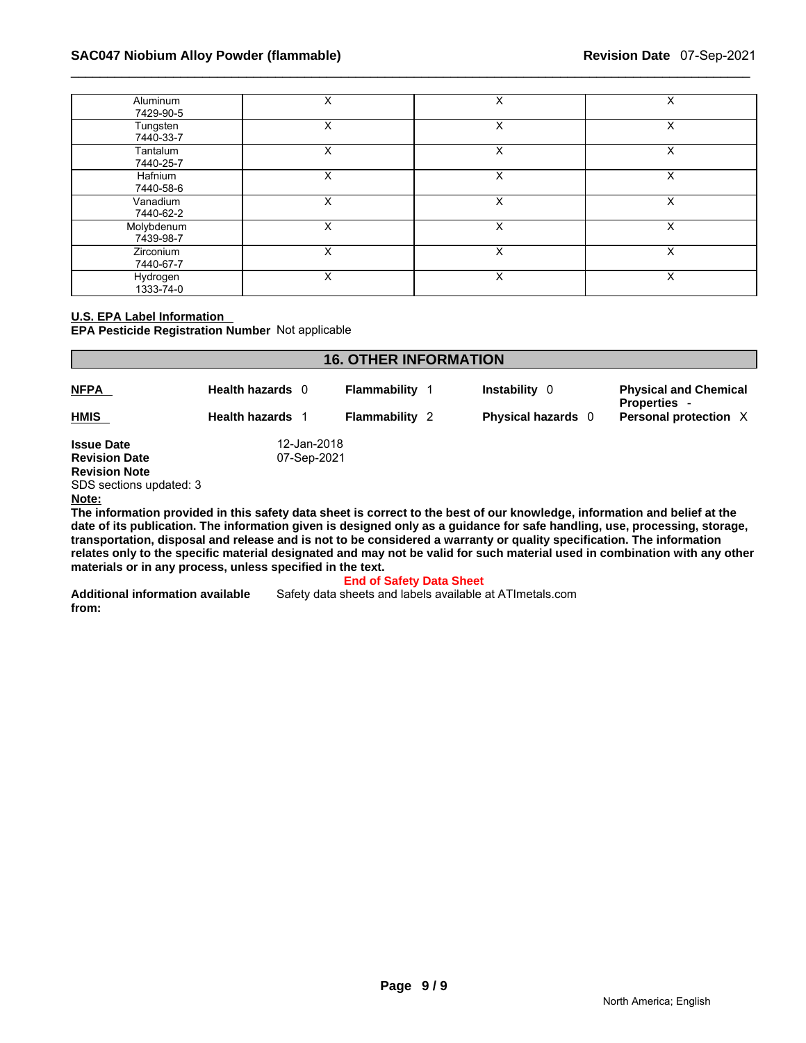| | | | |
|---|---|---|---|
| Aluminum 7429-90-5 | X | X | X |
| Tungsten 7440-33-7 | X | X | X |
| Tantalum 7440-25-7 | X | X | X |
| Hafnium 7440-58-6 | X | X | X |
| Vanadium 7440-62-2 | X | X | X |
| Molybdenum 7439-98-7 | X | X | X |
| Zirconium 7440-67-7 | X | X | X |
| Hydrogen 1333-74-0 | X | X | X |

**U.S. EPA Label Information**

**EPA Pesticide Registration Number** Not applicable

## 16. OTHER INFORMATION

| | | | | |
|---|---|---|---|---|
| **NFPA** | **Health hazards** 0 | **Flammability** 1 | **Instability** 0 | **Physical and Chemical Properties** - |
| **HMIS** | **Health hazards** 1 | **Flammability** 2 | **Physical hazards** 0 | **Personal protection** X |

**Issue Date** 12-Jan-2018

**Revision Date** 07-Sep-2021

**Revision Note**

SDS sections updated: 3

**Note:**

**The information provided in this safety data sheet is correct to the best of our knowledge, information and belief at the date of its publication. The information given is designed only as a guidance for safe handling, use, processing, storage, transportation, disposal and release and is not to be considered a warranty or quality specification. The information relates only to the specific material designated and may not be valid for such material used in combination with any other materials or in any process, unless specified in the text.**

**End of Safety Data Sheet**

**Additional information available from:** Safety data sheets and labels available at ATImetals.com